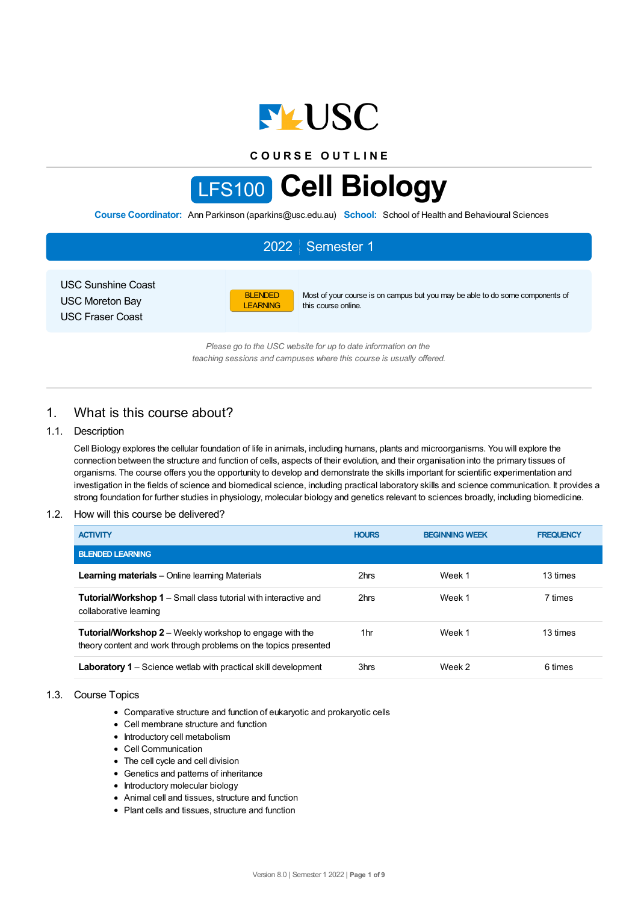COURSE OUTLINE

# LFS100 Cell Biology

**Course Coordinator:** Ann Parkinson (aparkins@usc.edu.au) **School:** School of Health and Behavioural Sciences

## 2022 | Semester 1

USC Sunshine Coast
USC Moreton Bay
USC Fraser Coast

BLENDED LEARNING — Most of your course is on campus but you may be able to do some components of this course online.

*Please go to the USC website for up to date information on the teaching sessions and campuses where this course is usually offered.*

## 1. What is this course about?

### 1.1. Description

Cell Biology explores the cellular foundation of life in animals, including humans, plants and microorganisms. You will explore the connection between the structure and function of cells, aspects of their evolution, and their organisation into the primary tissues of organisms. The course offers you the opportunity to develop and demonstrate the skills important for scientific experimentation and investigation in the fields of science and biomedical science, including practical laboratory skills and science communication. It provides a strong foundation for further studies in physiology, molecular biology and genetics relevant to sciences broadly, including biomedicine.

### 1.2. How will this course be delivered?

| ACTIVITY | HOURS | BEGINNING WEEK | FREQUENCY |
|---|---|---|---|
| **BLENDED LEARNING** | | | |
| **Learning materials** – Online learning Materials | 2hrs | Week 1 | 13 times |
| **Tutorial/Workshop 1** – Small class tutorial with interactive and collaborative learning | 2hrs | Week 1 | 7 times |
| **Tutorial/Workshop 2** – Weekly workshop to engage with the theory content and work through problems on the topics presented | 1hr | Week 1 | 13 times |
| **Laboratory 1** – Science wetlab with practical skill development | 3hrs | Week 2 | 6 times |

### 1.3. Course Topics

- Comparative structure and function of eukaryotic and prokaryotic cells
- Cell membrane structure and function
- Introductory cell metabolism
- Cell Communication
- The cell cycle and cell division
- Genetics and patterns of inheritance
- Introductory molecular biology
- Animal cell and tissues, structure and function
- Plant cells and tissues, structure and function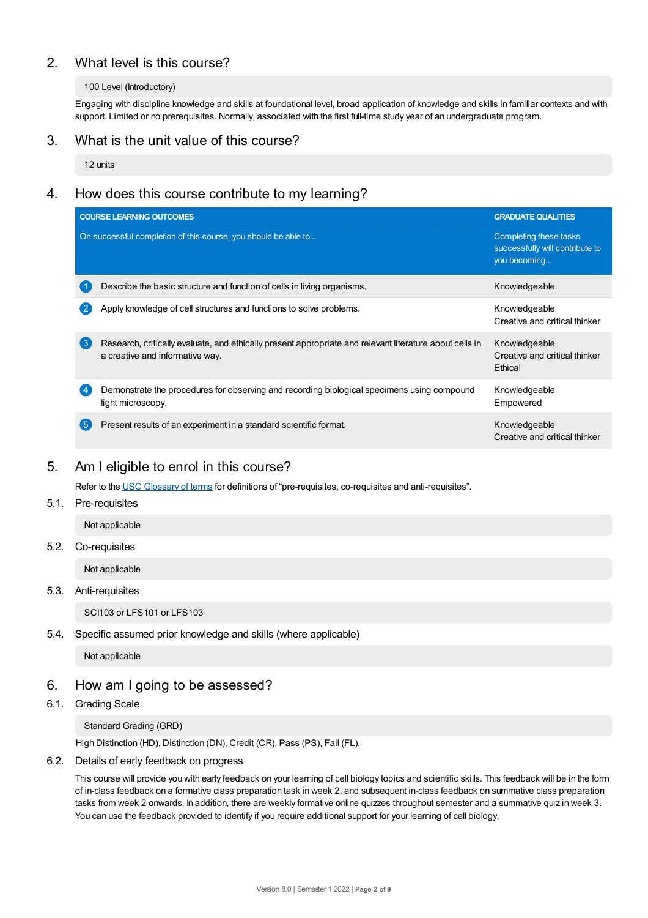## 2. What level is this course?

100 Level (Introductory)

Engaging with discipline knowledge and skills at foundational level, broad application of knowledge and skills in familiar contexts and with support. Limited or no prerequisites. Normally, associated with the first full-time study year of an undergraduate program.

## 3. What is the unit value of this course?

12 units

## 4. How does this course contribute to my learning?

| | COURSE LEARNING OUTCOMES<br>On successful completion of this course, you should be able to... | GRADUATE QUALITIES<br>Completing these tasks successfully will contribute to you becoming... |
|---|---|---|
| 1 | Describe the basic structure and function of cells in living organisms. | Knowledgeable |
| 2 | Apply knowledge of cell structures and functions to solve problems. | Knowledgeable<br>Creative and critical thinker |
| 3 | Research, critically evaluate, and ethically present appropriate and relevant literature about cells in a creative and informative way. | Knowledgeable<br>Creative and critical thinker<br>Ethical |
| 4 | Demonstrate the procedures for observing and recording biological specimens using compound light microscopy. | Knowledgeable<br>Empowered |
| 5 | Present results of an experiment in a standard scientific format. | Knowledgeable<br>Creative and critical thinker |

## 5. Am I eligible to enrol in this course?

Refer to the USC Glossary of terms for definitions of “pre-requisites, co-requisites and anti-requisites”.

### 5.1. Pre-requisites

Not applicable

### 5.2. Co-requisites

Not applicable

### 5.3. Anti-requisites

SCI103 or LFS101 or LFS103

### 5.4. Specific assumed prior knowledge and skills (where applicable)

Not applicable

## 6. How am I going to be assessed?

### 6.1. Grading Scale

Standard Grading (GRD)

High Distinction (HD), Distinction (DN), Credit (CR), Pass (PS), Fail (FL).

### 6.2. Details of early feedback on progress

This course will provide you with early feedback on your learning of cell biology topics and scientific skills. This feedback will be in the form of in-class feedback on a formative class preparation task in week 2, and subsequent in-class feedback on summative class preparation tasks from week 2 onwards. In addition, there are weekly formative online quizzes throughout semester and a summative quiz in week 3. You can use the feedback provided to identify if you require additional support for your learning of cell biology.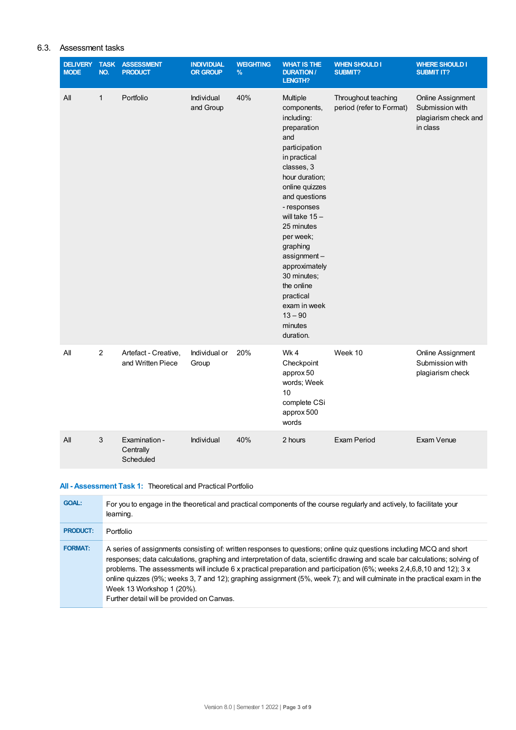## 6.3. Assessment tasks

| DELIVERY MODE | TASK NO. | ASSESSMENT PRODUCT | INDIVIDUAL OR GROUP | WEIGHTING % | WHAT IS THE DURATION / LENGTH? | WHEN SHOULD I SUBMIT? | WHERE SHOULD I SUBMIT IT? |
|---|---|---|---|---|---|---|---|
| All | 1 | Portfolio | Individual and Group | 40% | Multiple components, including: preparation and participation in practical classes, 3 hour duration; online quizzes and questions - responses will take 15 – 25 minutes per week; graphing assignment – approximately 30 minutes; the online practical exam in week 13 – 90 minutes duration. | Throughout teaching period (refer to Format) | Online Assignment Submission with plagiarism check and in class |
| All | 2 | Artefact - Creative, and Written Piece | Individual or Group | 20% | Wk 4 Checkpoint approx 50 words; Week 10 complete CSi approx 500 words | Week 10 | Online Assignment Submission with plagiarism check |
| All | 3 | Examination - Centrally Scheduled | Individual | 40% | 2 hours | Exam Period | Exam Venue |

### All - Assessment Task 1: Theoretical and Practical Portfolio

| | |
|---|---|
| **GOAL:** | For you to engage in the theoretical and practical components of the course regularly and actively, to facilitate your learning. |
| **PRODUCT:** | Portfolio |
| **FORMAT:** | A series of assignments consisting of: written responses to questions; online quiz questions including MCQ and short responses; data calculations, graphing and interpretation of data, scientific drawing and scale bar calculations; solving of problems. The assessments will include 6 x practical preparation and participation (6%; weeks 2,4,6,8,10 and 12); 3 x online quizzes (9%; weeks 3, 7 and 12); graphing assignment (5%, week 7); and will culminate in the practical exam in the Week 13 Workshop 1 (20%).<br>Further detail will be provided on Canvas. |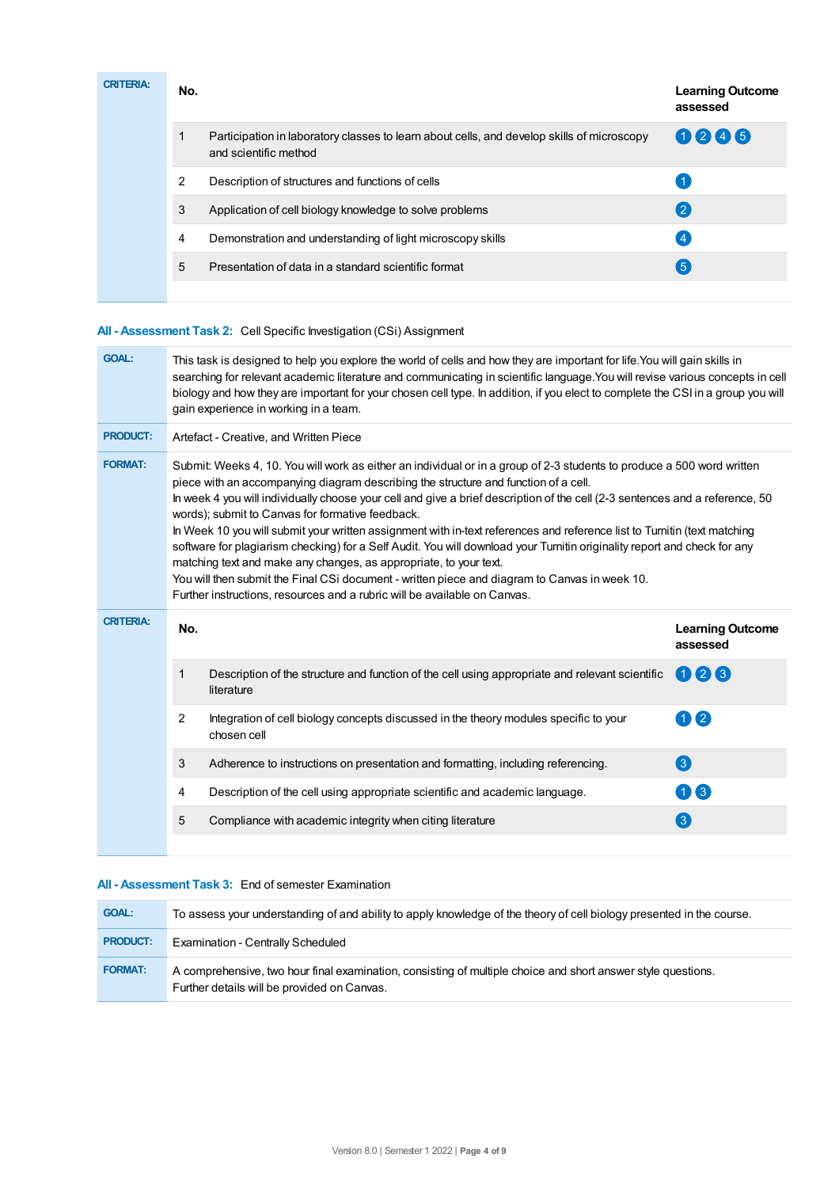**CRITERIA:**

| No. | | Learning Outcome assessed |
|---|---|---|
| 1 | Participation in laboratory classes to learn about cells, and develop skills of microscopy and scientific method | 1 2 4 5 |
| 2 | Description of structures and functions of cells | 1 |
| 3 | Application of cell biology knowledge to solve problems | 2 |
| 4 | Demonstration and understanding of light microscopy skills | 4 |
| 5 | Presentation of data in a standard scientific format | 5 |

### All - Assessment Task 2: Cell Specific Investigation (CSi) Assignment

**GOAL:** This task is designed to help you explore the world of cells and how they are important for life.You will gain skills in searching for relevant academic literature and communicating in scientific language.You will revise various concepts in cell biology and how they are important for your chosen cell type. In addition, if you elect to complete the CSI in a group you will gain experience in working in a team.

**PRODUCT:** Artefact - Creative, and Written Piece

**FORMAT:** Submit: Weeks 4, 10. You will work as either an individual or in a group of 2-3 students to produce a 500 word written piece with an accompanying diagram describing the structure and function of a cell.
In week 4 you will individually choose your cell and give a brief description of the cell (2-3 sentences and a reference, 50 words); submit to Canvas for formative feedback.
In Week 10 you will submit your written assignment with in-text references and reference list to Turnitin (text matching software for plagiarism checking) for a Self Audit. You will download your Turnitin originality report and check for any matching text and make any changes, as appropriate, to your text.
You will then submit the Final CSi document - written piece and diagram to Canvas in week 10.
Further instructions, resources and a rubric will be available on Canvas.

**CRITERIA:**

| No. | | Learning Outcome assessed |
|---|---|---|
| 1 | Description of the structure and function of the cell using appropriate and relevant scientific literature | 1 2 3 |
| 2 | Integration of cell biology concepts discussed in the theory modules specific to your chosen cell | 1 2 |
| 3 | Adherence to instructions on presentation and formatting, including referencing. | 3 |
| 4 | Description of the cell using appropriate scientific and academic language. | 1 3 |
| 5 | Compliance with academic integrity when citing literature | 3 |

### All - Assessment Task 3: End of semester Examination

**GOAL:** To assess your understanding of and ability to apply knowledge of the theory of cell biology presented in the course.

**PRODUCT:** Examination - Centrally Scheduled

**FORMAT:** A comprehensive, two hour final examination, consisting of multiple choice and short answer style questions.
Further details will be provided on Canvas.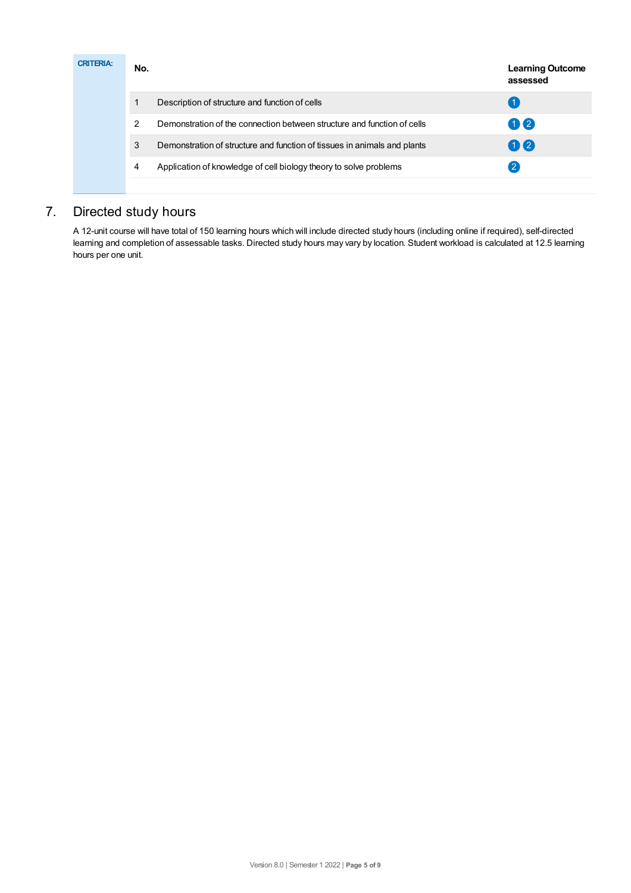**CRITERIA:**

| No. | | Learning Outcome assessed |
|---|---|---|
| 1 | Description of structure and function of cells | 1 |
| 2 | Demonstration of the connection between structure and function of cells | 1 2 |
| 3 | Demonstration of structure and function of tissues in animals and plants | 1 2 |
| 4 | Application of knowledge of cell biology theory to solve problems | 2 |

## 7. Directed study hours

A 12-unit course will have total of 150 learning hours which will include directed study hours (including online if required), self-directed learning and completion of assessable tasks. Directed study hours may vary by location. Student workload is calculated at 12.5 learning hours per one unit.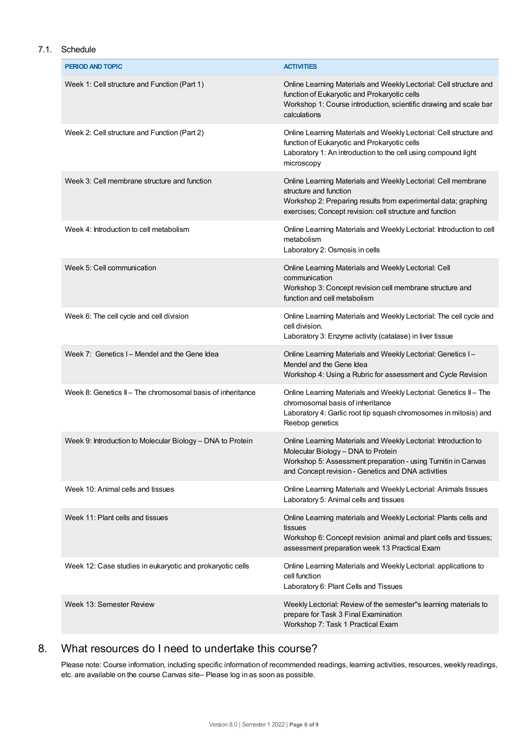### 7.1. Schedule

| PERIOD AND TOPIC | ACTIVITIES |
|---|---|
| Week 1: Cell structure and Function (Part 1) | Online Learning Materials and Weekly Lectorial: Cell structure and function of Eukaryotic and Prokaryotic cells<br>Workshop 1: Course introduction, scientific drawing and scale bar calculations |
| Week 2: Cell structure and Function (Part 2) | Online Learning Materials and Weekly Lectorial: Cell structure and function of Eukaryotic and Prokaryotic cells<br>Laboratory 1: An introduction to the cell using compound light microscopy |
| Week 3: Cell membrane structure and function | Online Learning Materials and Weekly Lectorial: Cell membrane structure and function<br>Workshop 2: Preparing results from experimental data; graphing exercises; Concept revision: cell structure and function |
| Week 4: Introduction to cell metabolism | Online Learning Materials and Weekly Lectorial: Introduction to cell metabolism<br>Laboratory 2: Osmosis in cells |
| Week 5: Cell communication | Online Learning Materials and Weekly Lectorial: Cell communication<br>Workshop 3: Concept revision cell membrane structure and function and cell metabolism |
| Week 6: The cell cycle and cell division | Online Learning Materials and Weekly Lectorial: The cell cycle and cell division.<br>Laboratory 3: Enzyme activity (catalase) in liver tissue |
| Week 7: Genetics I – Mendel and the Gene Idea | Online Learning Materials and Weekly Lectorial: Genetics I – Mendel and the Gene Idea<br>Workshop 4: Using a Rubric for assessment and Cycle Revision |
| Week 8: Genetics II – The chromosomal basis of inheritance | Online Learning Materials and Weekly Lectorial: Genetics II – The chromosomal basis of inheritance<br>Laboratory 4: Garlic root tip squash chromosomes in mitosis) and Reebop genetics |
| Week 9: Introduction to Molecular Biology – DNA to Protein | Online Learning Materials and Weekly Lectorial: Introduction to Molecular Biology – DNA to Protein<br>Workshop 5: Assessment preparation - using Turnitin in Canvas and Concept revision - Genetics and DNA activities |
| Week 10: Animal cells and tissues | Online Learning Materials and Weekly Lectorial: Animals tissues<br>Laboratory 5: Animal cells and tissues |
| Week 11: Plant cells and tissues | Online Learning materials and Weekly Lectorial: Plants cells and tissues<br>Workshop 6: Concept revision animal and plant cells and tissues; assessment preparation week 13 Practical Exam |
| Week 12: Case studies in eukaryotic and prokaryotic cells | Online Learning Materials and Weekly Lectorial: applications to cell function<br>Laboratory 6: Plant Cells and Tissues |
| Week 13: Semester Review | Weekly Lectorial: Review of the semester"s learning materials to prepare for Task 3 Final Examination<br>Workshop 7: Task 1 Practical Exam |

## 8. What resources do I need to undertake this course?

Please note: Course information, including specific information of recommended readings, learning activities, resources, weekly readings, etc. are available on the course Canvas site– Please log in as soon as possible.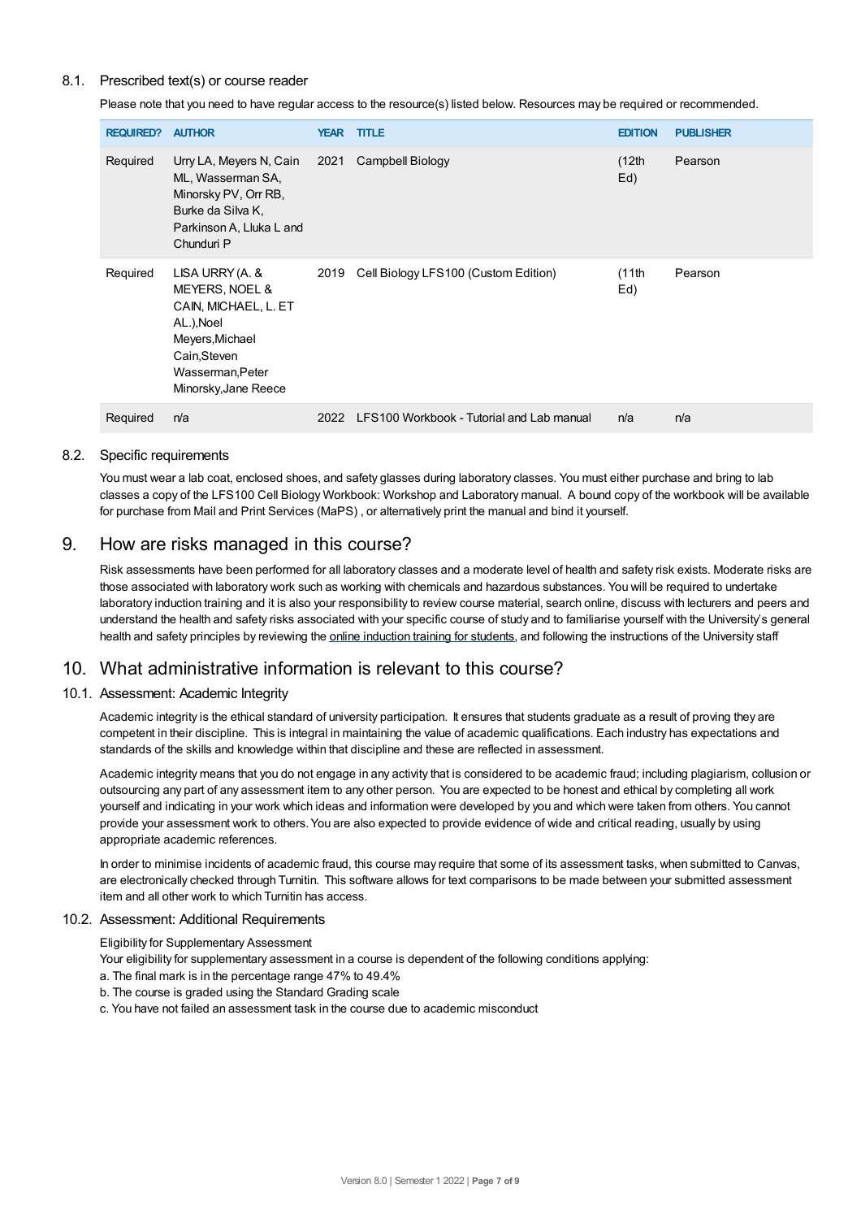### 8.1. Prescribed text(s) or course reader

Please note that you need to have regular access to the resource(s) listed below. Resources may be required or recommended.

| REQUIRED? | AUTHOR | YEAR | TITLE | EDITION | PUBLISHER |
|---|---|---|---|---|---|
| Required | Urry LA, Meyers N, Cain ML, Wasserman SA, Minorsky PV, Orr RB, Burke da Silva K, Parkinson A, Lluka L and Chunduri P | 2021 | Campbell Biology | (12th Ed) | Pearson |
| Required | LISA URRY (A. & MEYERS, NOEL & CAIN, MICHAEL, L. ET AL.),Noel Meyers,Michael Cain,Steven Wasserman,Peter Minorsky,Jane Reece | 2019 | Cell Biology LFS100 (Custom Edition) | (11th Ed) | Pearson |
| Required | n/a | 2022 | LFS100 Workbook - Tutorial and Lab manual | n/a | n/a |

### 8.2. Specific requirements

You must wear a lab coat, enclosed shoes, and safety glasses during laboratory classes. You must either purchase and bring to lab classes a copy of the LFS100 Cell Biology Workbook: Workshop and Laboratory manual. A bound copy of the workbook will be available for purchase from Mail and Print Services (MaPS) , or alternatively print the manual and bind it yourself.

## 9. How are risks managed in this course?

Risk assessments have been performed for all laboratory classes and a moderate level of health and safety risk exists. Moderate risks are those associated with laboratory work such as working with chemicals and hazardous substances. You will be required to undertake laboratory induction training and it is also your responsibility to review course material, search online, discuss with lecturers and peers and understand the health and safety risks associated with your specific course of study and to familiarise yourself with the University's general health and safety principles by reviewing the online induction training for students, and following the instructions of the University staff

## 10. What administrative information is relevant to this course?

### 10.1. Assessment: Academic Integrity

Academic integrity is the ethical standard of university participation. It ensures that students graduate as a result of proving they are competent in their discipline. This is integral in maintaining the value of academic qualifications. Each industry has expectations and standards of the skills and knowledge within that discipline and these are reflected in assessment.

Academic integrity means that you do not engage in any activity that is considered to be academic fraud; including plagiarism, collusion or outsourcing any part of any assessment item to any other person. You are expected to be honest and ethical by completing all work yourself and indicating in your work which ideas and information were developed by you and which were taken from others. You cannot provide your assessment work to others. You are also expected to provide evidence of wide and critical reading, usually by using appropriate academic references.

In order to minimise incidents of academic fraud, this course may require that some of its assessment tasks, when submitted to Canvas, are electronically checked through Turnitin. This software allows for text comparisons to be made between your submitted assessment item and all other work to which Turnitin has access.

### 10.2. Assessment: Additional Requirements

Eligibility for Supplementary Assessment

Your eligibility for supplementary assessment in a course is dependent of the following conditions applying:

a. The final mark is in the percentage range 47% to 49.4%

b. The course is graded using the Standard Grading scale

c. You have not failed an assessment task in the course due to academic misconduct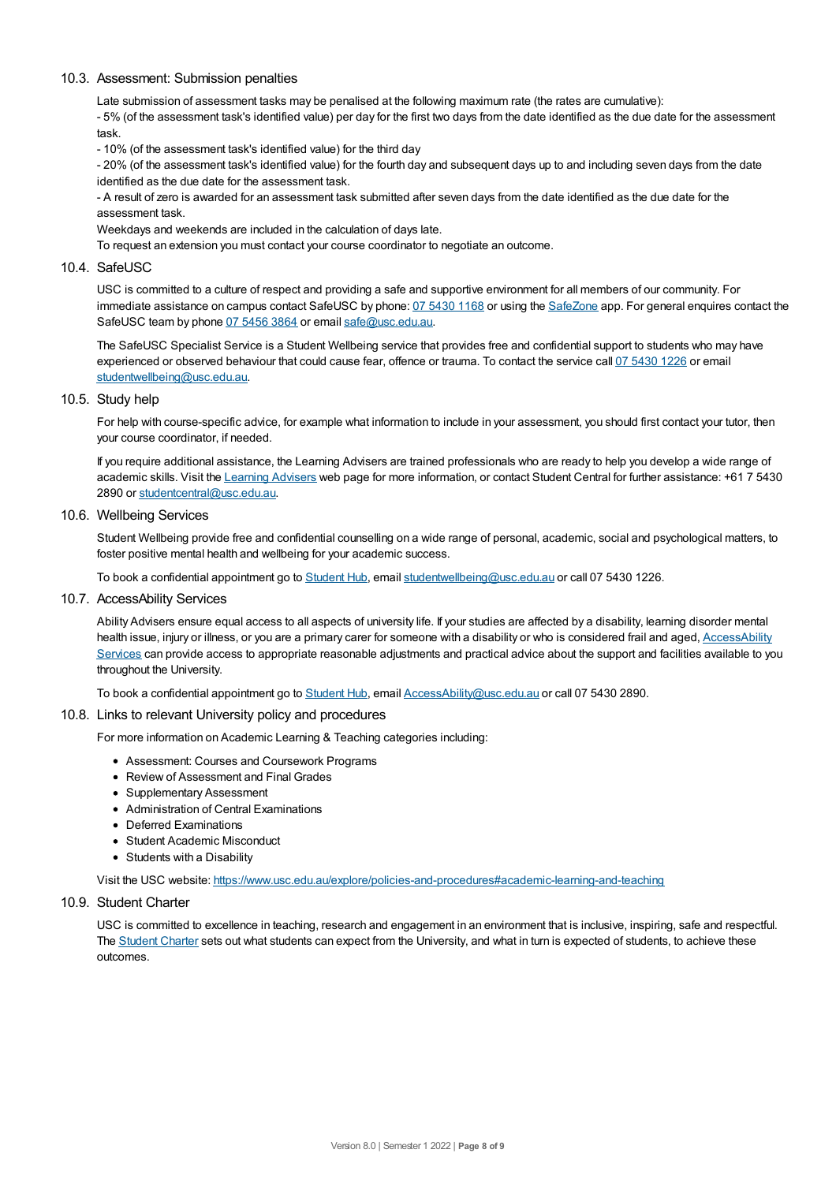### 10.3. Assessment: Submission penalties

Late submission of assessment tasks may be penalised at the following maximum rate (the rates are cumulative):

- 5% (of the assessment task's identified value) per day for the first two days from the date identified as the due date for the assessment task.
- 10% (of the assessment task's identified value) for the third day
- 20% (of the assessment task's identified value) for the fourth day and subsequent days up to and including seven days from the date identified as the due date for the assessment task.
- A result of zero is awarded for an assessment task submitted after seven days from the date identified as the due date for the assessment task.

Weekdays and weekends are included in the calculation of days late.

To request an extension you must contact your course coordinator to negotiate an outcome.

### 10.4. SafeUSC

USC is committed to a culture of respect and providing a safe and supportive environment for all members of our community. For immediate assistance on campus contact SafeUSC by phone: 07 5430 1168 or using the SafeZone app. For general enquires contact the SafeUSC team by phone 07 5456 3864 or email safe@usc.edu.au.

The SafeUSC Specialist Service is a Student Wellbeing service that provides free and confidential support to students who may have experienced or observed behaviour that could cause fear, offence or trauma. To contact the service call 07 5430 1226 or email studentwellbeing@usc.edu.au.

### 10.5. Study help

For help with course-specific advice, for example what information to include in your assessment, you should first contact your tutor, then your course coordinator, if needed.

If you require additional assistance, the Learning Advisers are trained professionals who are ready to help you develop a wide range of academic skills. Visit the Learning Advisers web page for more information, or contact Student Central for further assistance: +61 7 5430 2890 or studentcentral@usc.edu.au.

### 10.6. Wellbeing Services

Student Wellbeing provide free and confidential counselling on a wide range of personal, academic, social and psychological matters, to foster positive mental health and wellbeing for your academic success.

To book a confidential appointment go to Student Hub, email studentwellbeing@usc.edu.au or call 07 5430 1226.

### 10.7. AccessAbility Services

Ability Advisers ensure equal access to all aspects of university life. If your studies are affected by a disability, learning disorder mental health issue, injury or illness, or you are a primary carer for someone with a disability or who is considered frail and aged, AccessAbility Services can provide access to appropriate reasonable adjustments and practical advice about the support and facilities available to you throughout the University.

To book a confidential appointment go to Student Hub, email AccessAbility@usc.edu.au or call 07 5430 2890.

### 10.8. Links to relevant University policy and procedures

For more information on Academic Learning & Teaching categories including:

- Assessment: Courses and Coursework Programs
- Review of Assessment and Final Grades
- Supplementary Assessment
- Administration of Central Examinations
- Deferred Examinations
- Student Academic Misconduct
- Students with a Disability

Visit the USC website: https://www.usc.edu.au/explore/policies-and-procedures#academic-learning-and-teaching

### 10.9. Student Charter

USC is committed to excellence in teaching, research and engagement in an environment that is inclusive, inspiring, safe and respectful. The Student Charter sets out what students can expect from the University, and what in turn is expected of students, to achieve these outcomes.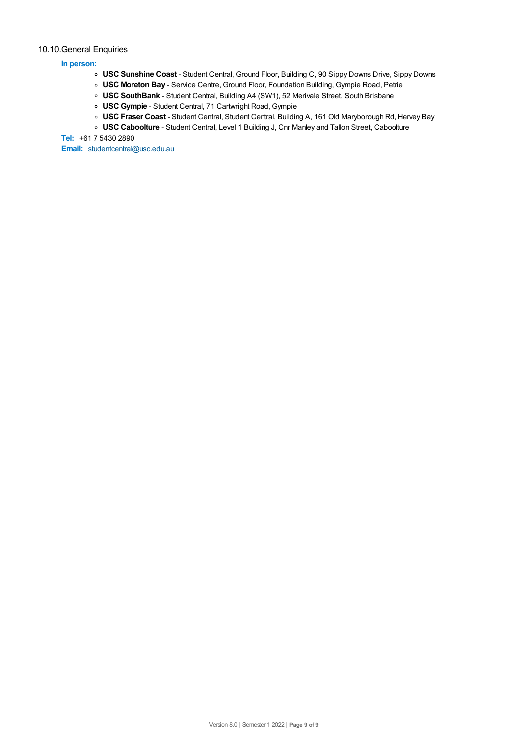## 10.10. General Enquiries

**In person:**

- **USC Sunshine Coast** - Student Central, Ground Floor, Building C, 90 Sippy Downs Drive, Sippy Downs
- **USC Moreton Bay** - Service Centre, Ground Floor, Foundation Building, Gympie Road, Petrie
- **USC SouthBank** - Student Central, Building A4 (SW1), 52 Merivale Street, South Brisbane
- **USC Gympie** - Student Central, 71 Cartwright Road, Gympie
- **USC Fraser Coast** - Student Central, Student Central, Building A, 161 Old Maryborough Rd, Hervey Bay
- **USC Caboolture** - Student Central, Level 1 Building J, Cnr Manley and Tallon Street, Caboolture

**Tel:** +61 7 5430 2890

**Email:** studentcentral@usc.edu.au